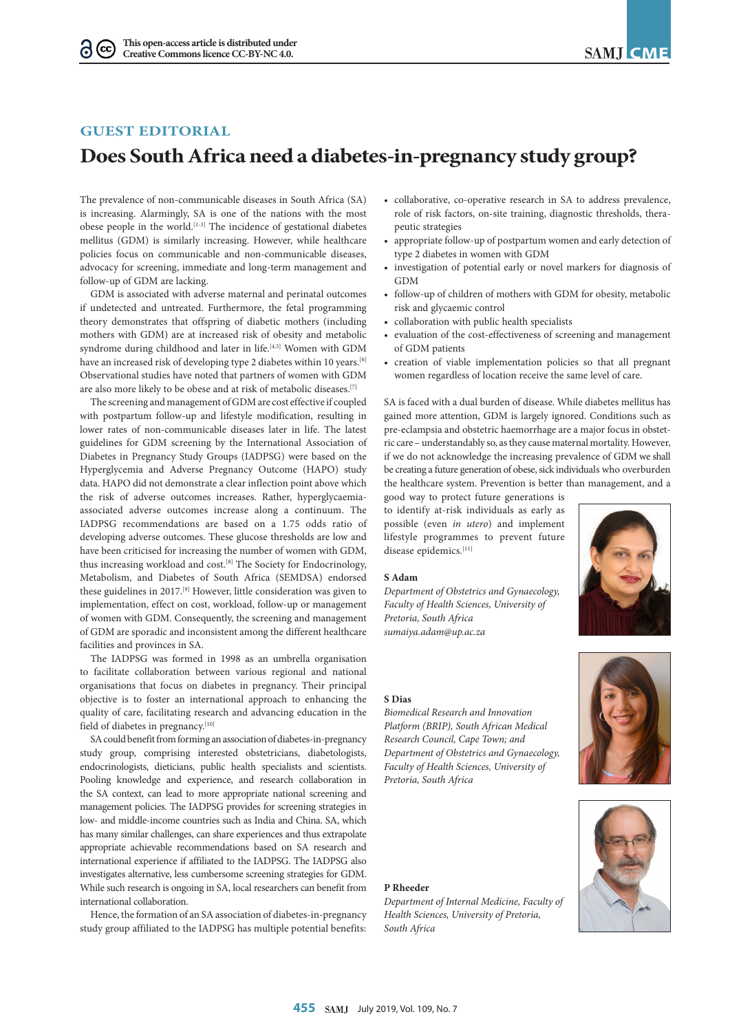GUEST EDITORIAL

# Does South Africa need a diabetes-in-pregnancy study group?

The prevalence of non-communicable diseases in South Africa (SA) is increasing. Alarmingly, SA is one of the nations with the most obese people in the world.[1-3] The incidence of gestational diabetes mellitus (GDM) is similarly increasing. However, while healthcare policies focus on communicable and non-communicable diseases, advocacy for screening, immediate and long-term management and follow-up of GDM are lacking.

GDM is associated with adverse maternal and perinatal outcomes if undetected and untreated. Furthermore, the fetal programming theory demonstrates that offspring of diabetic mothers (including mothers with GDM) are at increased risk of obesity and metabolic syndrome during childhood and later in life.[4,5] Women with GDM have an increased risk of developing type 2 diabetes within 10 years.[6] Observational studies have noted that partners of women with GDM are also more likely to be obese and at risk of metabolic diseases.[7]

The screening and management of GDM are cost effective if coupled with postpartum follow-up and lifestyle modification, resulting in lower rates of non-communicable diseases later in life. The latest guidelines for GDM screening by the International Association of Diabetes in Pregnancy Study Groups (IADPSG) were based on the Hyperglycemia and Adverse Pregnancy Outcome (HAPO) study data. HAPO did not demonstrate a clear inflection point above which the risk of adverse outcomes increases. Rather, hyperglycaemia-associated adverse outcomes increase along a continuum. The IADPSG recommendations are based on a 1.75 odds ratio of developing adverse outcomes. These glucose thresholds are low and have been criticised for increasing the number of women with GDM, thus increasing workload and cost.[8] The Society for Endocrinology, Metabolism, and Diabetes of South Africa (SEMDSA) endorsed these guidelines in 2017.[9] However, little consideration was given to implementation, effect on cost, workload, follow-up or management of women with GDM. Consequently, the screening and management of GDM are sporadic and inconsistent among the different healthcare facilities and provinces in SA.

The IADPSG was formed in 1998 as an umbrella organisation to facilitate collaboration between various regional and national organisations that focus on diabetes in pregnancy. Their principal objective is to foster an international approach to enhancing the quality of care, facilitating research and advancing education in the field of diabetes in pregnancy.[10]

SA could benefit from forming an association of diabetes-in-pregnancy study group, comprising interested obstetricians, diabetologists, endocrinologists, dieticians, public health specialists and scientists. Pooling knowledge and experience, and research collaboration in the SA context, can lead to more appropriate national screening and management policies. The IADPSG provides for screening strategies in low- and middle-income countries such as India and China. SA, which has many similar challenges, can share experiences and thus extrapolate appropriate achievable recommendations based on SA research and international experience if affiliated to the IADPSG. The IADPSG also investigates alternative, less cumbersome screening strategies for GDM. While such research is ongoing in SA, local researchers can benefit from international collaboration.

Hence, the formation of an SA association of diabetes-in-pregnancy study group affiliated to the IADPSG has multiple potential benefits:

- collaborative, co-operative research in SA to address prevalence, role of risk factors, on-site training, diagnostic thresholds, therapeutic strategies
- appropriate follow-up of postpartum women and early detection of type 2 diabetes in women with GDM
- investigation of potential early or novel markers for diagnosis of GDM
- follow-up of children of mothers with GDM for obesity, metabolic risk and glycaemic control
- collaboration with public health specialists
- evaluation of the cost-effectiveness of screening and management of GDM patients
- creation of viable implementation policies so that all pregnant women regardless of location receive the same level of care.

SA is faced with a dual burden of disease. While diabetes mellitus has gained more attention, GDM is largely ignored. Conditions such as pre-eclampsia and obstetric haemorrhage are a major focus in obstetric care – understandably so, as they cause maternal mortality. However, if we do not acknowledge the increasing prevalence of GDM we shall be creating a future generation of obese, sick individuals who overburden the healthcare system. Prevention is better than management, and a good way to protect future generations is to identify at-risk individuals as early as possible (even *in utero*) and implement lifestyle programmes to prevent future disease epidemics.[11]

**S Adam**
*Department of Obstetrics and Gynaecology, Faculty of Health Sciences, University of Pretoria, South Africa*
*sumaiya.adam@up.ac.za*

**S Dias**
*Biomedical Research and Innovation Platform (BRIP), South African Medical Research Council, Cape Town; and Department of Obstetrics and Gynaecology, Faculty of Health Sciences, University of Pretoria, South Africa*

**P Rheeder**
*Department of Internal Medicine, Faculty of Health Sciences, University of Pretoria, South Africa*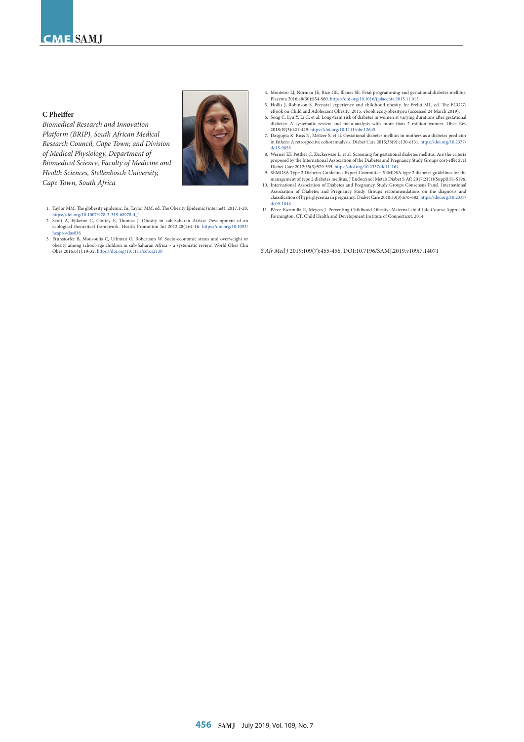**C Pheiffer**

*Biomedical Research and Innovation Platform (BRIP), South African Medical Research Council, Cape Town; and Division of Medical Physiology, Department of Biomedical Science, Faculty of Medicine and Health Sciences, Stellenbosch University, Cape Town, South Africa*

1. Taylor MM. The globesity epidemic. In: Taylor MM, ed. The Obesity Epidemic (internet). 2017:1-20. https://doi.org/10.1007/978-3-319-68978-4_1
2. Scott A, Ejikeme C, Clottey E, Thomas J. Obesity in sub-Saharan Africa: Development of an ecological theoretical framework. Health Promotion Int 2012;28(1):4-16. https://doi.org/10.1093/heapro/das038
3. Fruhstorfer B, Mousoulis C, Uthman O, Robertson W. Socio-economic status and overweight or obesity among school-age children in sub-Saharan Africa – a systematic review. World Obes Clin Obes 2016;6(1):19-32. https://doi.org/10.1111/cob.12130
4. Monteiro LJ, Norman JE, Rice GE, Illanes SE. Fetal programming and gestational diabetes mellitus. Placenta 2016;48(30):S54-S60. https://doi.org/10.1016/j.placenta.2015.11.015
5. Hollis J, Robinson S. Prenatal experience and childhood obesity. In: Frelut ML, ed. The ECOG's eBook on Child and Adolescent Obesity. 2015. ebook.ecog-obesity.eu (accessed 24 March 2019).
6. Song C, Lyu Y, Li C, et al. Long-term risk of diabetes in women at varying durations after gestational diabetes: A systematic review and meta-analysis with more than 2 million women. Obes Rev 2018;19(3):421-429. https://doi.org/10.1111/obr.12645
7. Dasgupta K, Ross N, Meltzer S, et al. Gestational diabetes mellitus in mothers as a diabetes predictor in fathers: A retrospective cohort analysis. Diabet Care 2015;38(9):e130-e131. https://doi.org/10.2337/dc15-0855
8. Werner EF, Pettker C, Zuckerwise L, et al. Screening for gestational diabetes mellitus: Are the criteria proposed by the International Association of the Diabetes and Pregnancy Study Groups cost-effective? Diabet Care 2012;35(3):529-535. https://doi.org/10.2337/dc11-164
9. SEMDSA Type 2 Diabetes Guidelines Expert Committee. SEMDSA type 2 diabetes guidelines for the management of type 2 diabetes mellitus. J Endocrinol Metab Diabet S Afr 2017;21(1)(Suppl):S1-S196.
10. International Association of Diabetes and Pregnancy Study Groups Consensus Panel. International Association of Diabetes and Pregnancy Study Groups recommendations on the diagnosis and classification of hyperglycemia in pregnancy. Diabet Care 2010;33(3):676-682. https://doi.org/10.2337/dc09-1848
11. Pérez-Escamilla R, Meyers J. Preventing Childhood Obesity: Maternal-child Life Course Approach. Farmington, CT: Child Health and Development Institute of Connecticut, 2014.

*S Afr Med J* 2019;109(7):455-456. DOI:10.7196/SAMJ.2019.v109i7.14071